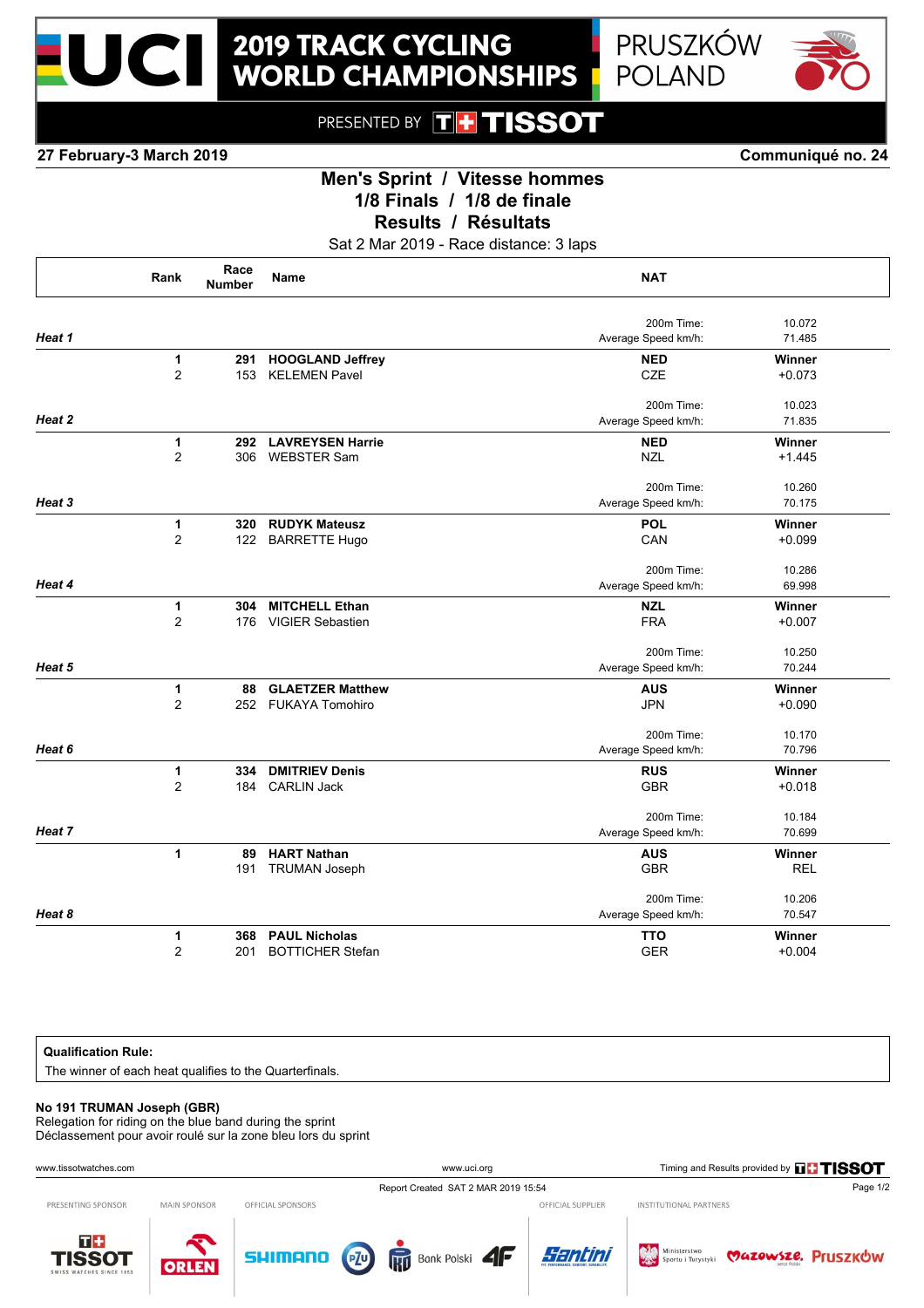# 2019 TRACK CYCLING WORLD CHAMPIONSHIPS

PRUSZKÓW POLAND

PRESENTED BY TISSOT

**27 February-3 March 2019** **Communiqué no. 24**

## Men's Sprint / Vitesse hommes
## 1/8 Finals / 1/8 de finale
## Results / Résultats

Sat 2 Mar 2019 - Race distance: 3 laps

| | Rank | Race Number | Name | NAT | |
|---|---|---|---|---|---|
| | | | | 200m Time: | 10.072 |
| ***Heat 1*** | | | | Average Speed km/h: | 71.485 |
| | **1** | **291** | **HOOGLAND Jeffrey** | **NED** | **Winner** |
| | 2 | 153 | KELEMEN Pavel | CZE | +0.073 |
| | | | | 200m Time: | 10.023 |
| ***Heat 2*** | | | | Average Speed km/h: | 71.835 |
| | **1** | **292** | **LAVREYSEN Harrie** | **NED** | **Winner** |
| | 2 | 306 | WEBSTER Sam | NZL | +1.445 |
| | | | | 200m Time: | 10.260 |
| ***Heat 3*** | | | | Average Speed km/h: | 70.175 |
| | **1** | **320** | **RUDYK Mateusz** | **POL** | **Winner** |
| | 2 | 122 | BARRETTE Hugo | CAN | +0.099 |
| | | | | 200m Time: | 10.286 |
| ***Heat 4*** | | | | Average Speed km/h: | 69.998 |
| | **1** | **304** | **MITCHELL Ethan** | **NZL** | **Winner** |
| | 2 | 176 | VIGIER Sebastien | FRA | +0.007 |
| | | | | 200m Time: | 10.250 |
| ***Heat 5*** | | | | Average Speed km/h: | 70.244 |
| | **1** | **88** | **GLAETZER Matthew** | **AUS** | **Winner** |
| | 2 | 252 | FUKAYA Tomohiro | JPN | +0.090 |
| | | | | 200m Time: | 10.170 |
| ***Heat 6*** | | | | Average Speed km/h: | 70.796 |
| | **1** | **334** | **DMITRIEV Denis** | **RUS** | **Winner** |
| | 2 | 184 | CARLIN Jack | GBR | +0.018 |
| | | | | 200m Time: | 10.184 |
| ***Heat 7*** | | | | Average Speed km/h: | 70.699 |
| | **1** | **89** | **HART Nathan** | **AUS** | **Winner** |
| | | 191 | TRUMAN Joseph | GBR | REL |
| | | | | 200m Time: | 10.206 |
| ***Heat 8*** | | | | Average Speed km/h: | 70.547 |
| | **1** | **368** | **PAUL Nicholas** | **TTO** | **Winner** |
| | 2 | 201 | BOTTICHER Stefan | GER | +0.004 |

**Qualification Rule:**
The winner of each heat qualifies to the Quarterfinals.

**No 191 TRUMAN Joseph (GBR)**
Relegation for riding on the blue band during the sprint
Déclassement pour avoir roulé sur la zone bleu lors du sprint

www.tissotwatches.com www.uci.org Timing and Results provided by TISSOT

Report Created SAT 2 MAR 2019 15:54

PRESENTING SPONSOR: TISSOT — MAIN SPONSOR: ORLEN — OFFICIAL SPONSORS: SHIMANO, PZU, Bank Polski, 4F — OFFICIAL SUPPLIER: Santini — INSTITUTIONAL PARTNERS: Ministerstwo Sportu i Turystyki, Mazowsze, Pruszków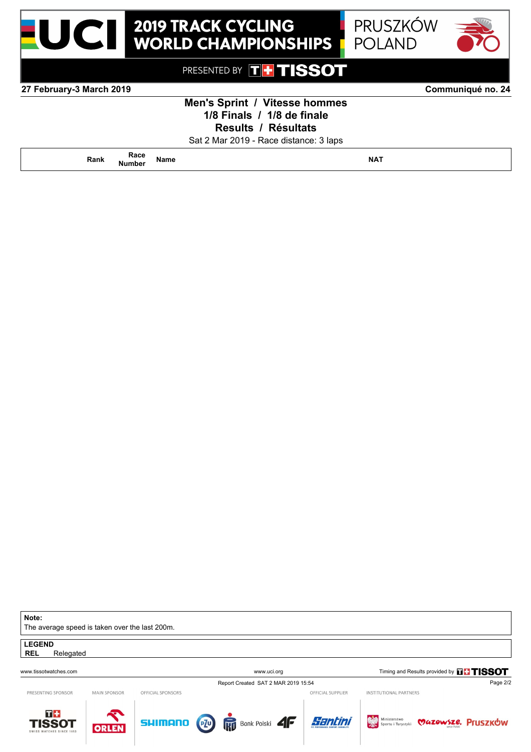27 February-3 March 2019 | Communiqué no. 24

## Men's Sprint / Vitesse hommes
## 1/8 Finals / 1/8 de finale
## Results / Résultats

Sat 2 Mar 2019 - Race distance: 3 laps

| Rank | Race Number | Name | NAT |
|---|---|---|---|

**Note:**
The average speed is taken over the last 200m.

**LEGEND**
**REL** Relegated

www.tissotwatches.com | www.uci.org | Timing and Results provided by TISSOT

Report Created SAT 2 MAR 2019 15:54